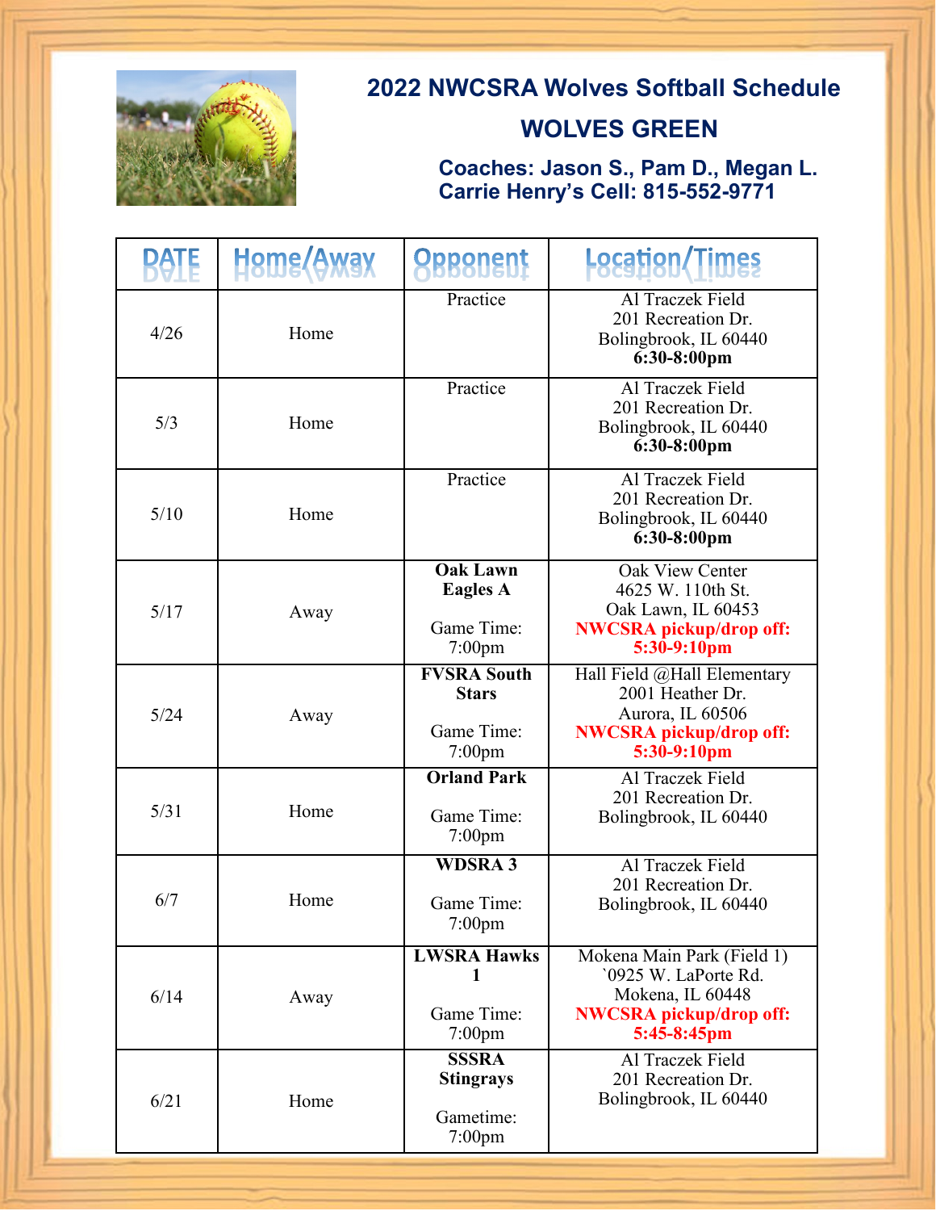# 2022 NWCSRA Wolves Softball Schedule

## WOLVES GREEN

**Coaches: Jason S., Pam D., Megan L.**
**Carrie Henry's Cell: 815-552-9771**

| DATE | Home/Away | Opponent | Location/Times |
|---|---|---|---|
| 4/26 | Home | Practice | Al Traczek Field<br>201 Recreation Dr.<br>Bolingbrook, IL 60440<br>**6:30-8:00pm** |
| 5/3 | Home | Practice | Al Traczek Field<br>201 Recreation Dr.<br>Bolingbrook, IL 60440<br>**6:30-8:00pm** |
| 5/10 | Home | Practice | Al Traczek Field<br>201 Recreation Dr.<br>Bolingbrook, IL 60440<br>**6:30-8:00pm** |
| 5/17 | Away | **Oak Lawn Eagles A**<br><br>Game Time: 7:00pm | Oak View Center<br>4625 W. 110th St.<br>Oak Lawn, IL 60453<br>**NWCSRA pickup/drop off: 5:30-9:10pm** |
| 5/24 | Away | **FVSRA South Stars**<br><br>Game Time: 7:00pm | Hall Field @Hall Elementary<br>2001 Heather Dr.<br>Aurora, IL 60506<br>**NWCSRA pickup/drop off: 5:30-9:10pm** |
| 5/31 | Home | **Orland Park**<br><br>Game Time: 7:00pm | Al Traczek Field<br>201 Recreation Dr.<br>Bolingbrook, IL 60440 |
| 6/7 | Home | **WDSRA 3**<br><br>Game Time: 7:00pm | Al Traczek Field<br>201 Recreation Dr.<br>Bolingbrook, IL 60440 |
| 6/14 | Away | **LWSRA Hawks 1**<br><br>Game Time: 7:00pm | Mokena Main Park (Field 1)<br>`0925 W. LaPorte Rd.<br>Mokena, IL 60448<br>**NWCSRA pickup/drop off: 5:45-8:45pm** |
| 6/21 | Home | **SSSRA Stingrays**<br><br>Gametime: 7:00pm | Al Traczek Field<br>201 Recreation Dr.<br>Bolingbrook, IL 60440 |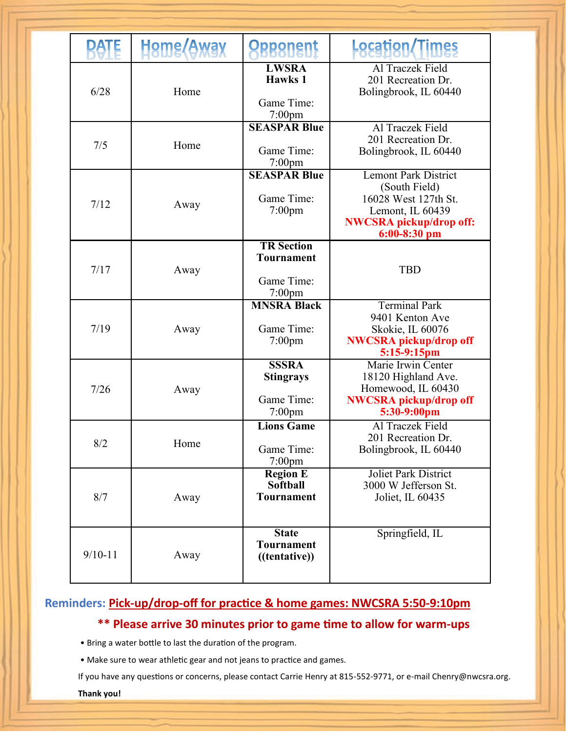| DATE | Home/Away | Opponent | Location/Times |
|---|---|---|---|
| 6/28 | Home | **LWSRA Hawks 1**<br><br>Game Time: 7:00pm | Al Traczek Field<br>201 Recreation Dr.<br>Bolingbrook, IL 60440 |
| 7/5 | Home | **SEASPAR Blue**<br><br>Game Time: 7:00pm | Al Traczek Field<br>201 Recreation Dr.<br>Bolingbrook, IL 60440 |
| 7/12 | Away | **SEASPAR Blue**<br><br>Game Time: 7:00pm | Lemont Park District<br>(South Field)<br>16028 West 127th St.<br>Lemont, IL 60439<br>**NWCSRA pickup/drop off: 6:00-8:30 pm** |
| 7/17 | Away | **TR Section Tournament**<br><br>Game Time: 7:00pm | TBD |
| 7/19 | Away | **MNSRA Black**<br><br>Game Time: 7:00pm | Terminal Park<br>9401 Kenton Ave<br>Skokie, IL 60076<br>**NWCSRA pickup/drop off 5:15-9:15pm** |
| 7/26 | Away | **SSSRA Stingrays**<br><br>Game Time: 7:00pm | Marie Irwin Center<br>18120 Highland Ave.<br>Homewood, IL 60430<br>**NWCSRA pickup/drop off 5:30-9:00pm** |
| 8/2 | Home | **Lions Game**<br><br>Game Time: 7:00pm | Al Traczek Field<br>201 Recreation Dr.<br>Bolingbrook, IL 60440 |
| 8/7 | Away | **Region E Softball Tournament** | Joliet Park District<br>3000 W Jefferson St.<br>Joliet, IL 60435 |
| 9/10-11 | Away | **State Tournament ((tentative))** | Springfield, IL |

**Reminders:** **Pick-up/drop-off for practice & home games: NWCSRA 5:50-9:10pm**

**\*\* Please arrive 30 minutes prior to game time to allow for warm-ups**

- Bring a water bottle to last the duration of the program.
- Make sure to wear athletic gear and not jeans to practice and games.

If you have any questions or concerns, please contact Carrie Henry at 815-552-9771, or e-mail Chenry@nwcsra.org.

**Thank you!**